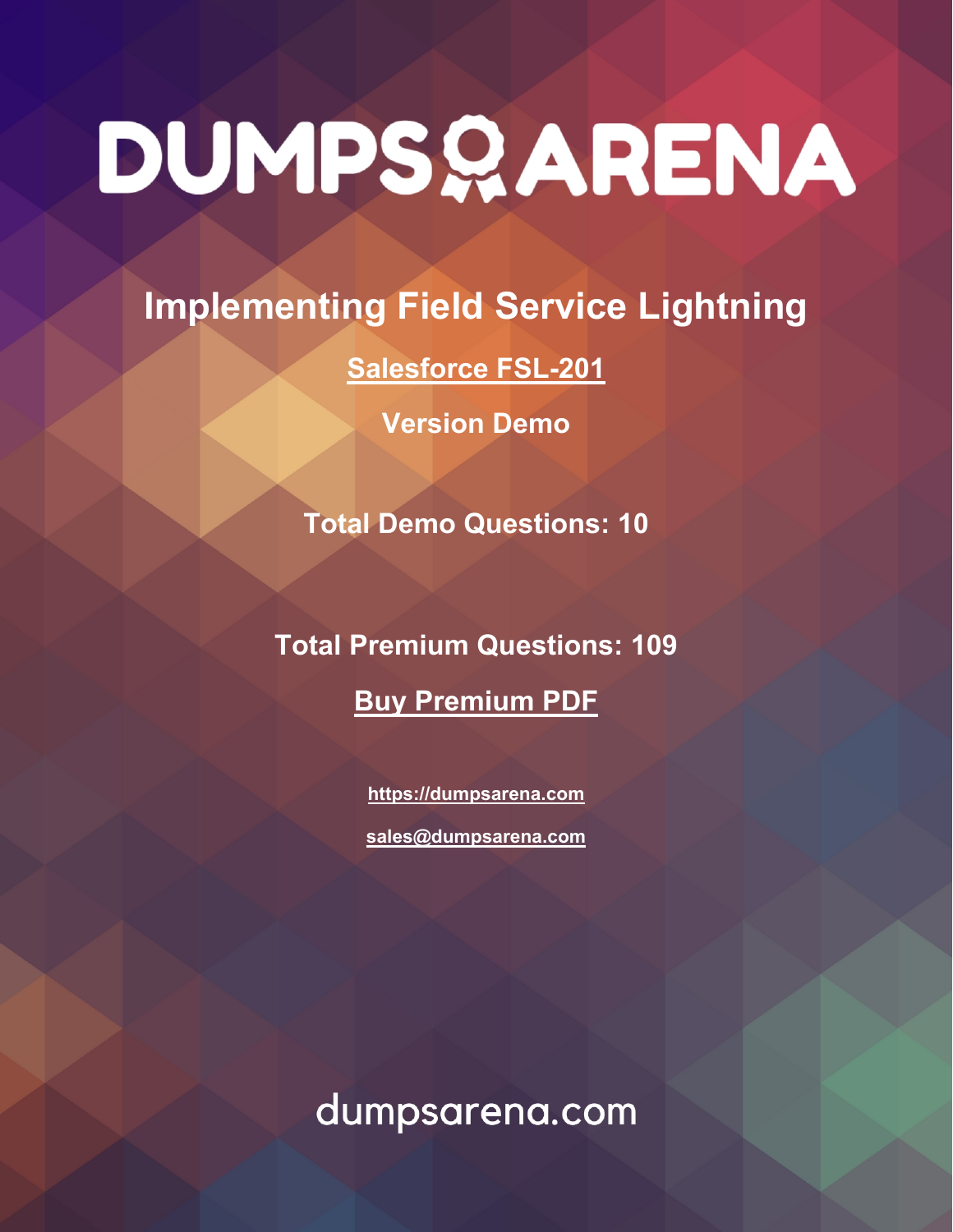# DUMPS ARENA

## Implementing Field Service Lightning

**Salesforce FSL-201**

**Version Demo**

**Total Demo Questions: 10**

**Total Premium Questions: 109**

**Buy Premium PDF**

https://dumpsarena.com

sales@dumpsarena.com

dumpsarena.com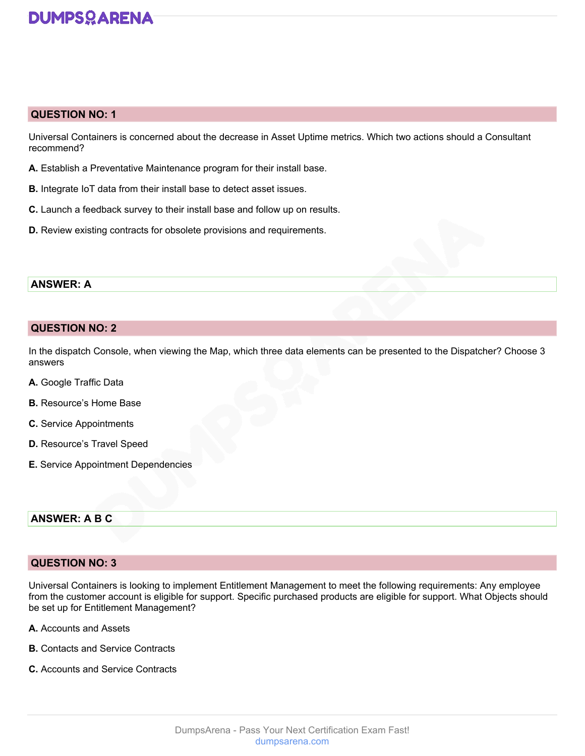## QUESTION NO: 1

Universal Containers is concerned about the decrease in Asset Uptime metrics. Which two actions should a Consultant recommend?

**A.** Establish a Preventative Maintenance program for their install base.

**B.** Integrate IoT data from their install base to detect asset issues.

**C.** Launch a feedback survey to their install base and follow up on results.

**D.** Review existing contracts for obsolete provisions and requirements.

**ANSWER: A**

## QUESTION NO: 2

In the dispatch Console, when viewing the Map, which three data elements can be presented to the Dispatcher? Choose 3 answers

**A.** Google Traffic Data

**B.** Resource's Home Base

**C.** Service Appointments

**D.** Resource's Travel Speed

**E.** Service Appointment Dependencies

**ANSWER: A B C**

## QUESTION NO: 3

Universal Containers is looking to implement Entitlement Management to meet the following requirements: Any employee from the customer account is eligible for support. Specific purchased products are eligible for support. What Objects should be set up for Entitlement Management?

**A.** Accounts and Assets

**B.** Contacts and Service Contracts

**C.** Accounts and Service Contracts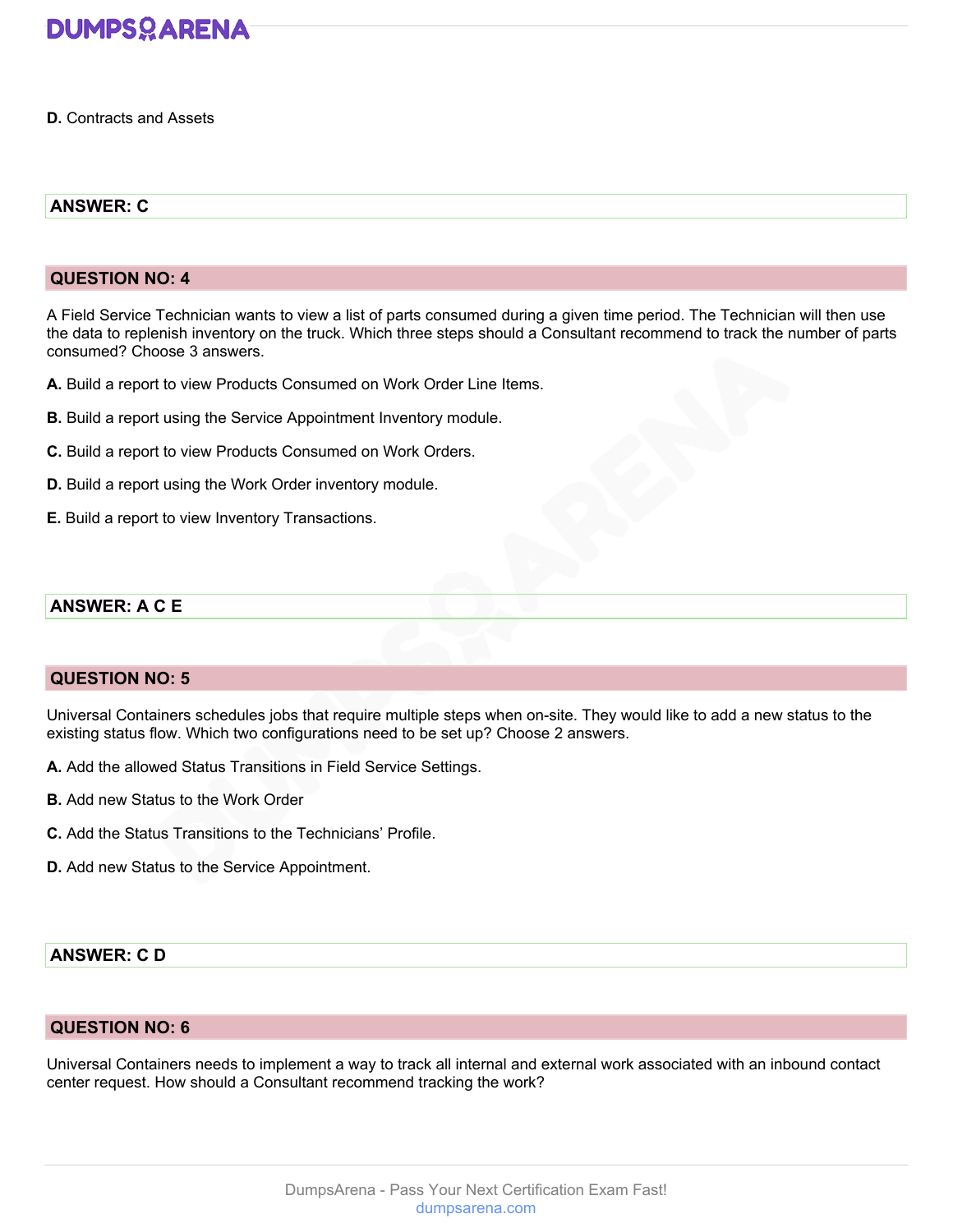**D.** Contracts and Assets

**ANSWER: C**

## QUESTION NO: 4

A Field Service Technician wants to view a list of parts consumed during a given time period. The Technician will then use the data to replenish inventory on the truck. Which three steps should a Consultant recommend to track the number of parts consumed? Choose 3 answers.

**A.** Build a report to view Products Consumed on Work Order Line Items.

**B.** Build a report using the Service Appointment Inventory module.

**C.** Build a report to view Products Consumed on Work Orders.

**D.** Build a report using the Work Order inventory module.

**E.** Build a report to view Inventory Transactions.

**ANSWER: A C E**

## QUESTION NO: 5

Universal Containers schedules jobs that require multiple steps when on-site. They would like to add a new status to the existing status flow. Which two configurations need to be set up? Choose 2 answers.

**A.** Add the allowed Status Transitions in Field Service Settings.

**B.** Add new Status to the Work Order

**C.** Add the Status Transitions to the Technicians' Profile.

**D.** Add new Status to the Service Appointment.

**ANSWER: C D**

## QUESTION NO: 6

Universal Containers needs to implement a way to track all internal and external work associated with an inbound contact center request. How should a Consultant recommend tracking the work?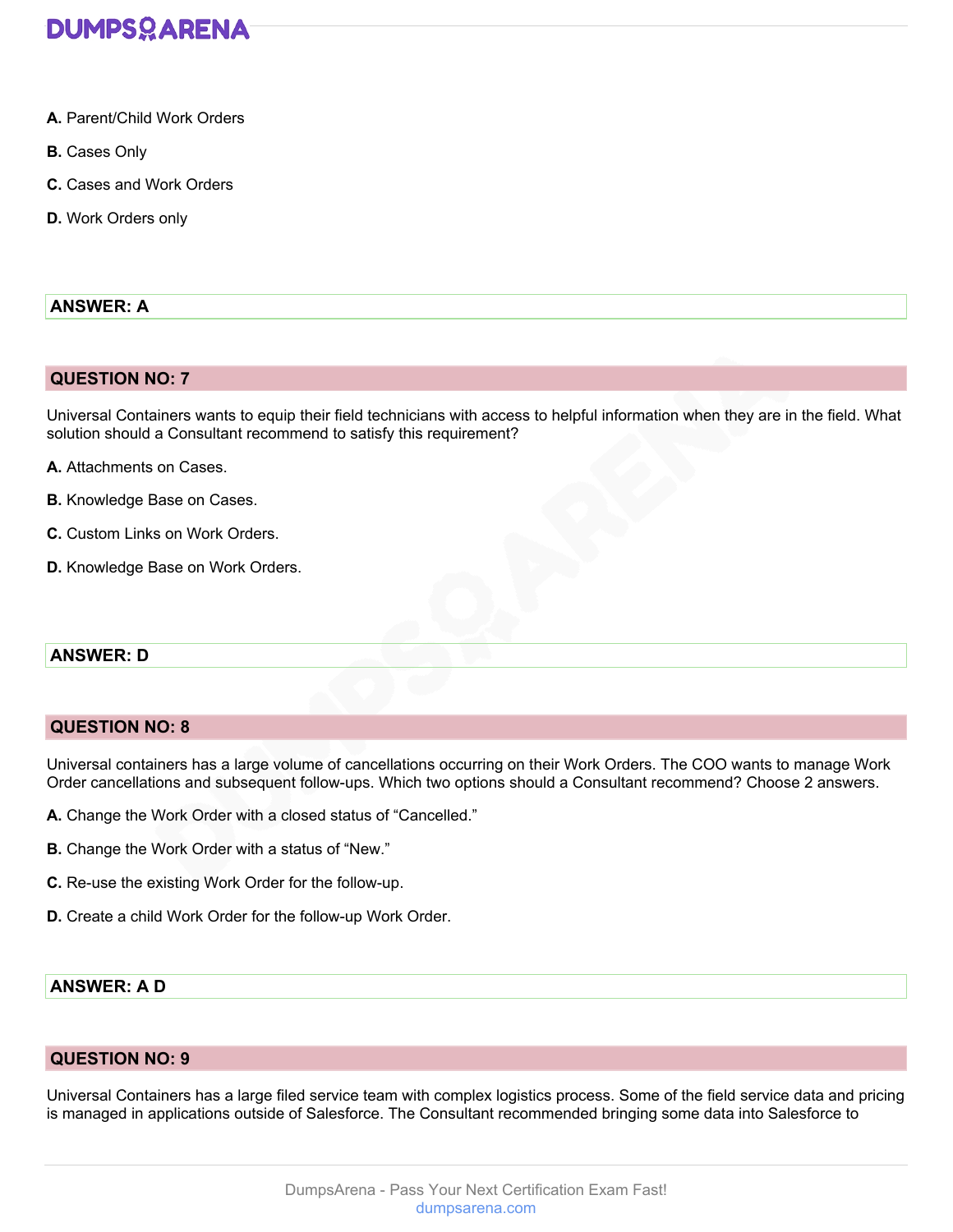**A.** Parent/Child Work Orders

**B.** Cases Only

**C.** Cases and Work Orders

**D.** Work Orders only

**ANSWER: A**

## QUESTION NO: 7

Universal Containers wants to equip their field technicians with access to helpful information when they are in the field. What solution should a Consultant recommend to satisfy this requirement?

**A.** Attachments on Cases.

**B.** Knowledge Base on Cases.

**C.** Custom Links on Work Orders.

**D.** Knowledge Base on Work Orders.

**ANSWER: D**

## QUESTION NO: 8

Universal containers has a large volume of cancellations occurring on their Work Orders. The COO wants to manage Work Order cancellations and subsequent follow-ups. Which two options should a Consultant recommend? Choose 2 answers.

**A.** Change the Work Order with a closed status of "Cancelled."

**B.** Change the Work Order with a status of "New."

**C.** Re-use the existing Work Order for the follow-up.

**D.** Create a child Work Order for the follow-up Work Order.

**ANSWER: A D**

## QUESTION NO: 9

Universal Containers has a large filed service team with complex logistics process. Some of the field service data and pricing is managed in applications outside of Salesforce. The Consultant recommended bringing some data into Salesforce to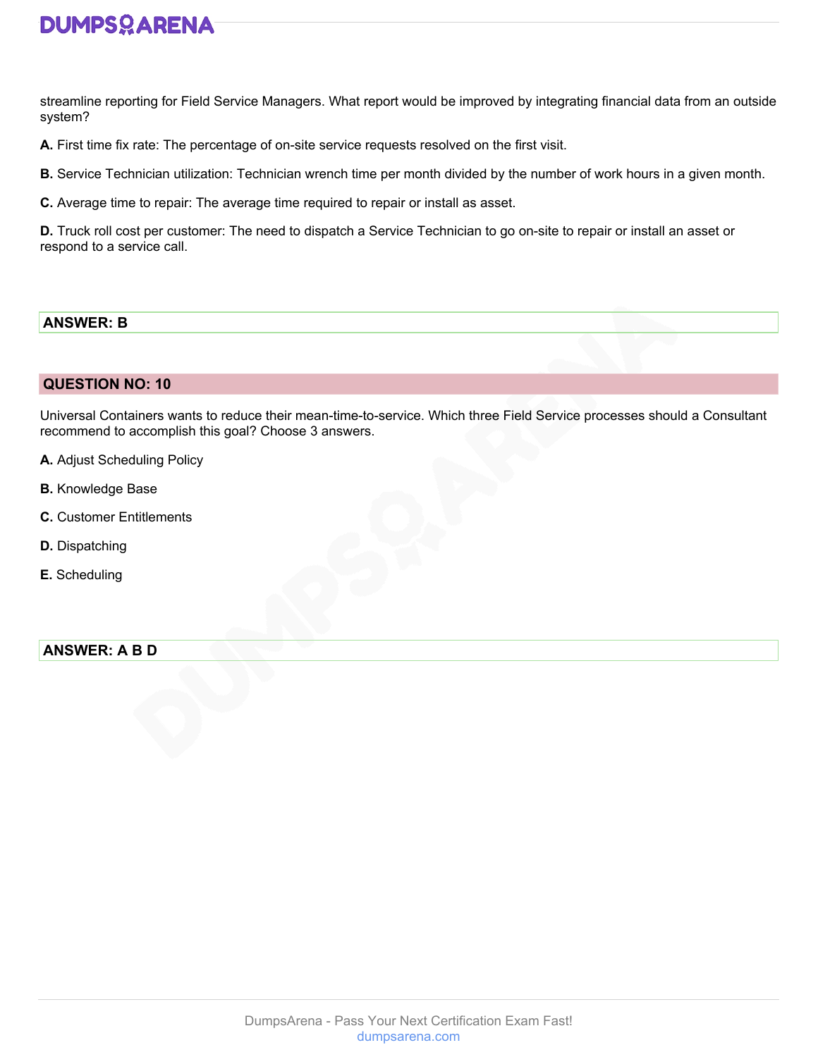streamline reporting for Field Service Managers. What report would be improved by integrating financial data from an outside system?

**A.** First time fix rate: The percentage of on-site service requests resolved on the first visit.

**B.** Service Technician utilization: Technician wrench time per month divided by the number of work hours in a given month.

**C.** Average time to repair: The average time required to repair or install as asset.

**D.** Truck roll cost per customer: The need to dispatch a Service Technician to go on-site to repair or install an asset or respond to a service call.

**ANSWER: B**

## QUESTION NO: 10

Universal Containers wants to reduce their mean-time-to-service. Which three Field Service processes should a Consultant recommend to accomplish this goal? Choose 3 answers.

**A.** Adjust Scheduling Policy

**B.** Knowledge Base

**C.** Customer Entitlements

**D.** Dispatching

**E.** Scheduling

**ANSWER: A B D**